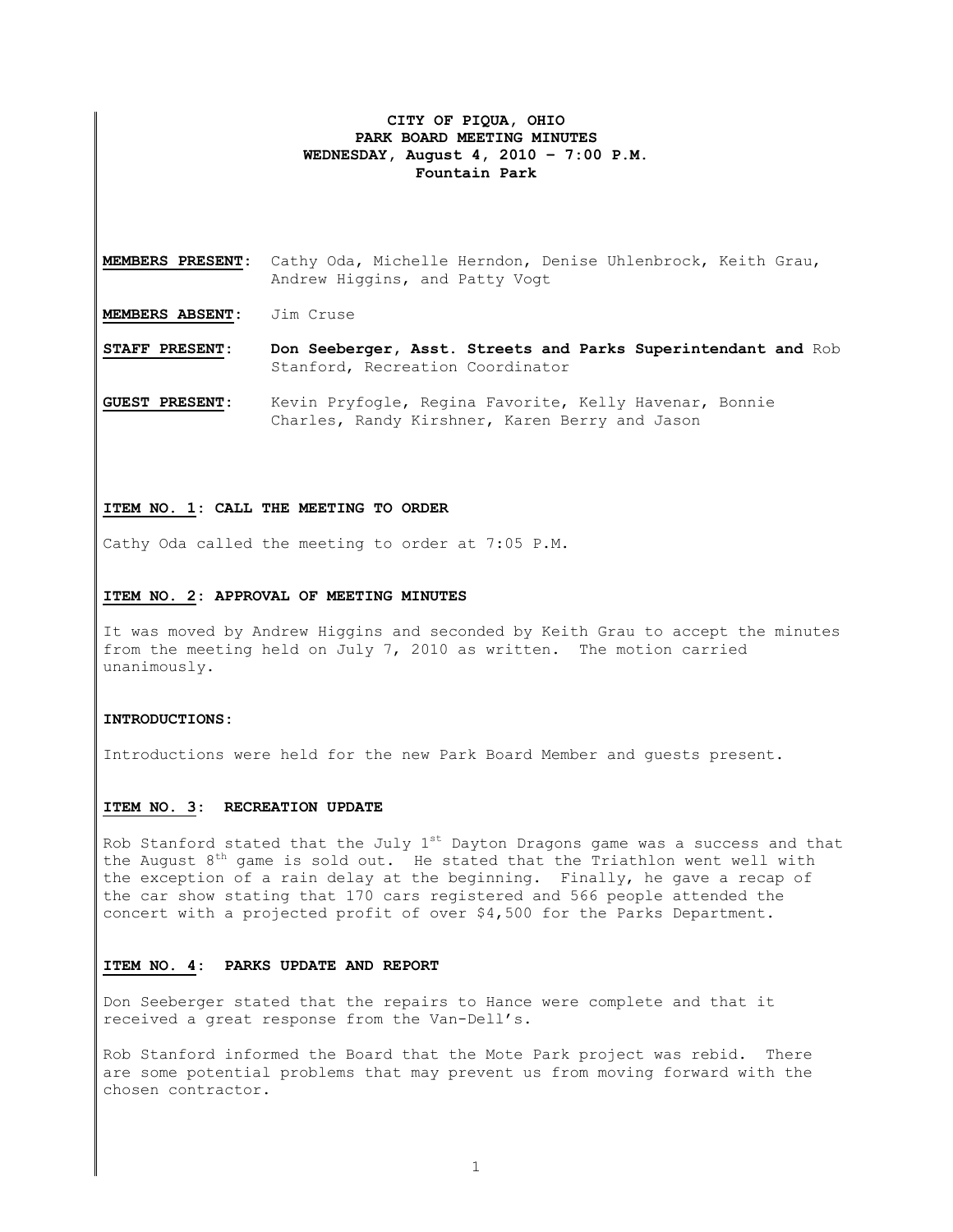**CITY OF PIQUA, OHIO**
**PARK BOARD MEETING MINUTES**
**WEDNESDAY, August 4, 2010 – 7:00 P.M.**
**Fountain Park**

**MEMBERS PRESENT:** Cathy Oda, Michelle Herndon, Denise Uhlenbrock, Keith Grau, Andrew Higgins, and Patty Vogt

**MEMBERS ABSENT:** Jim Cruse

**STAFF PRESENT:** **Don Seeberger, Asst. Streets and Parks Superintendant and** Rob Stanford, Recreation Coordinator

**GUEST PRESENT:** Kevin Pryfogle, Regina Favorite, Kelly Havenar, Bonnie Charles, Randy Kirshner, Karen Berry and Jason

**ITEM NO. 1: CALL THE MEETING TO ORDER**

Cathy Oda called the meeting to order at 7:05 P.M.

**ITEM NO. 2: APPROVAL OF MEETING MINUTES**

It was moved by Andrew Higgins and seconded by Keith Grau to accept the minutes from the meeting held on July 7, 2010 as written. The motion carried unanimously.

**INTRODUCTIONS:**

Introductions were held for the new Park Board Member and guests present.

**ITEM NO. 3: RECREATION UPDATE**

Rob Stanford stated that the July 1st Dayton Dragons game was a success and that the August 8th game is sold out. He stated that the Triathlon went well with the exception of a rain delay at the beginning. Finally, he gave a recap of the car show stating that 170 cars registered and 566 people attended the concert with a projected profit of over $4,500 for the Parks Department.

**ITEM NO. 4: PARKS UPDATE AND REPORT**

Don Seeberger stated that the repairs to Hance were complete and that it received a great response from the Van-Dell's.

Rob Stanford informed the Board that the Mote Park project was rebid. There are some potential problems that may prevent us from moving forward with the chosen contractor.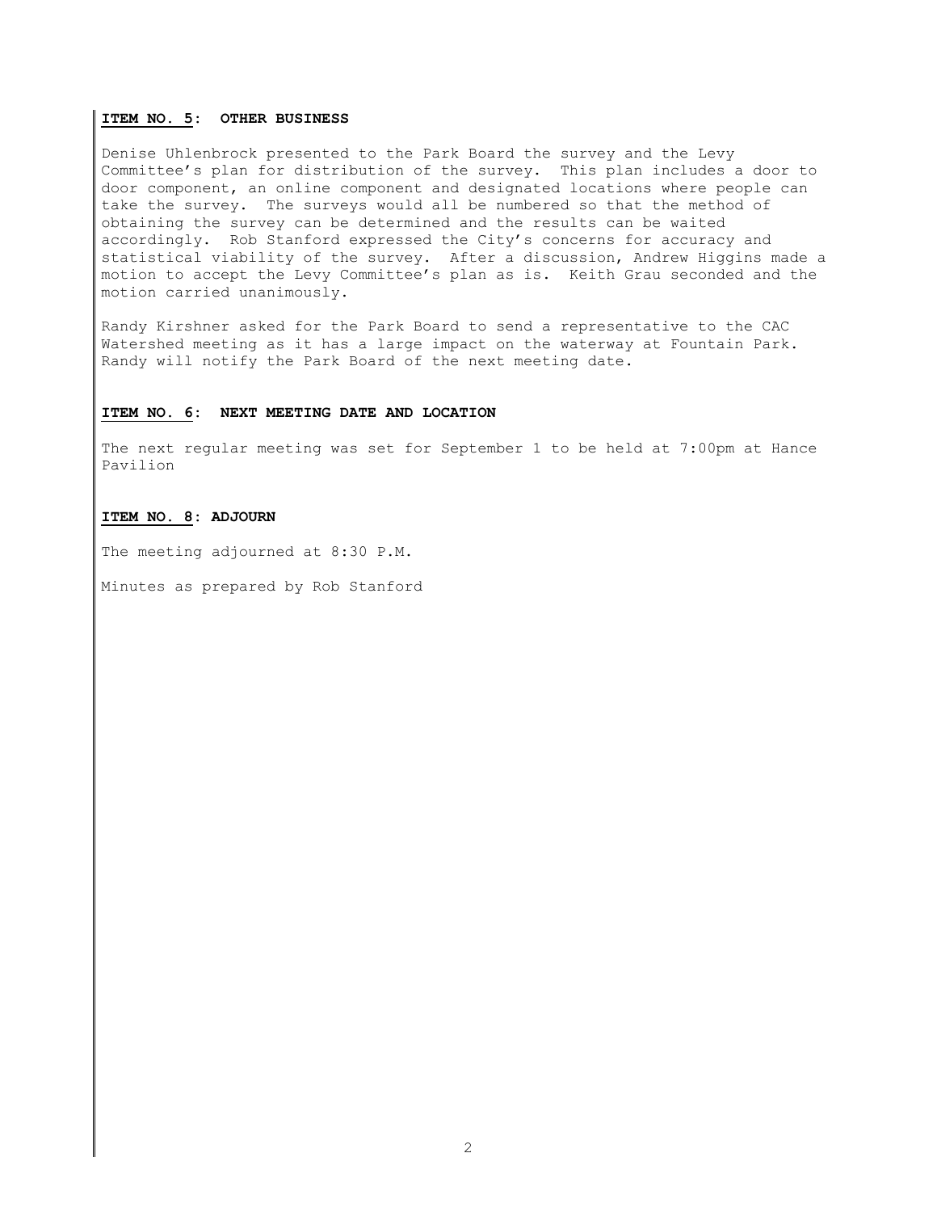**ITEM NO. 5: OTHER BUSINESS**

Denise Uhlenbrock presented to the Park Board the survey and the Levy Committee's plan for distribution of the survey. This plan includes a door to door component, an online component and designated locations where people can take the survey. The surveys would all be numbered so that the method of obtaining the survey can be determined and the results can be waited accordingly. Rob Stanford expressed the City's concerns for accuracy and statistical viability of the survey. After a discussion, Andrew Higgins made a motion to accept the Levy Committee's plan as is. Keith Grau seconded and the motion carried unanimously.

Randy Kirshner asked for the Park Board to send a representative to the CAC Watershed meeting as it has a large impact on the waterway at Fountain Park. Randy will notify the Park Board of the next meeting date.

**ITEM NO. 6: NEXT MEETING DATE AND LOCATION**

The next regular meeting was set for September 1 to be held at 7:00pm at Hance Pavilion

**ITEM NO. 8: ADJOURN**

The meeting adjourned at 8:30 P.M.

Minutes as prepared by Rob Stanford